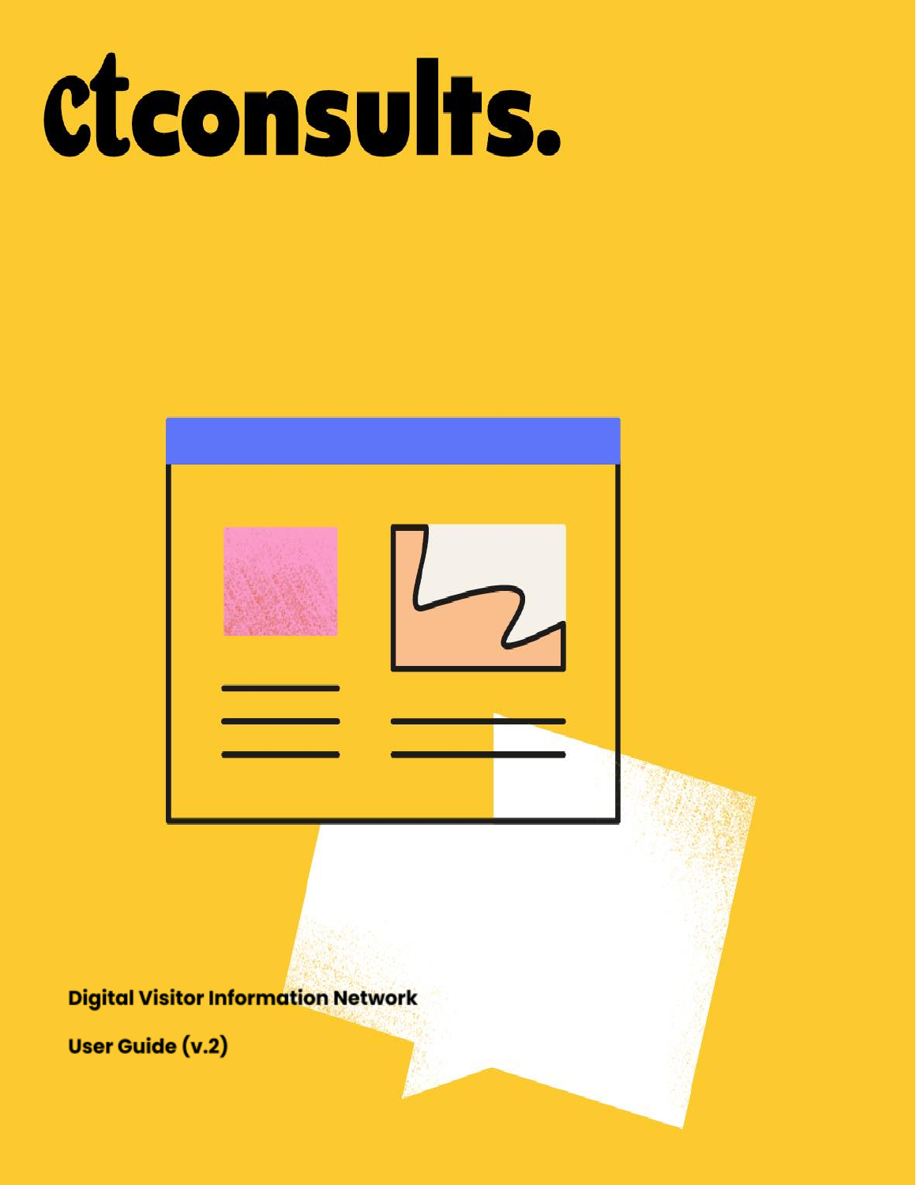# ctconsults.

**Digital Visitor Information Network**

**User Guide (v.2)**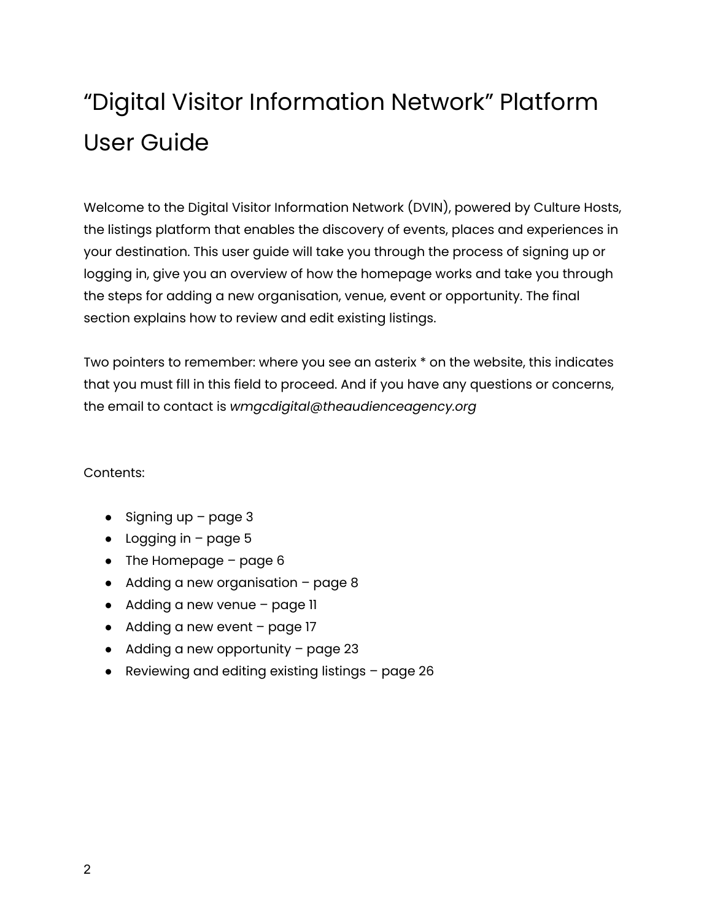# “Digital Visitor Information Network” Platform User Guide

Welcome to the Digital Visitor Information Network (DVIN), powered by Culture Hosts, the listings platform that enables the discovery of events, places and experiences in your destination. This user guide will take you through the process of signing up or logging in, give you an overview of how the homepage works and take you through the steps for adding a new organisation, venue, event or opportunity. The final section explains how to review and edit existing listings.

Two pointers to remember: where you see an asterix * on the website, this indicates that you must fill in this field to proceed. And if you have any questions or concerns, the email to contact is *wmgcdigital@theaudienceagency.org*

Contents:

- Signing up – page 3
- Logging in – page 5
- The Homepage – page 6
- Adding a new organisation – page 8
- Adding a new venue – page 11
- Adding a new event – page 17
- Adding a new opportunity – page 23
- Reviewing and editing existing listings – page 26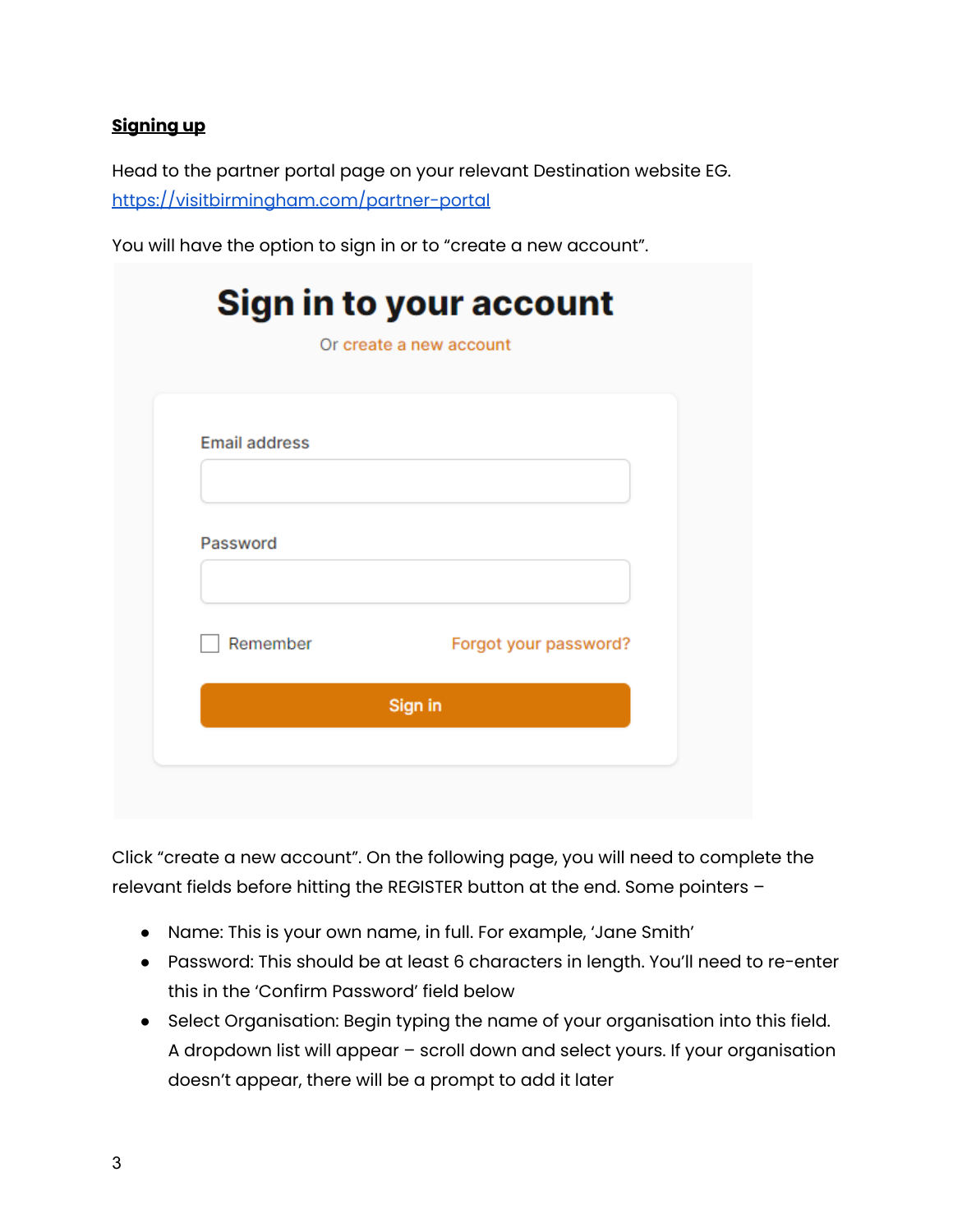**Signing up**

Head to the partner portal page on your relevant Destination website EG. https://visitbirmingham.com/partner-portal

You will have the option to sign in or to "create a new account".

Click "create a new account". On the following page, you will need to complete the relevant fields before hitting the REGISTER button at the end. Some pointers –

- Name: This is your own name, in full. For example, 'Jane Smith'
- Password: This should be at least 6 characters in length. You'll need to re-enter this in the 'Confirm Password' field below
- Select Organisation: Begin typing the name of your organisation into this field. A dropdown list will appear – scroll down and select yours. If your organisation doesn't appear, there will be a prompt to add it later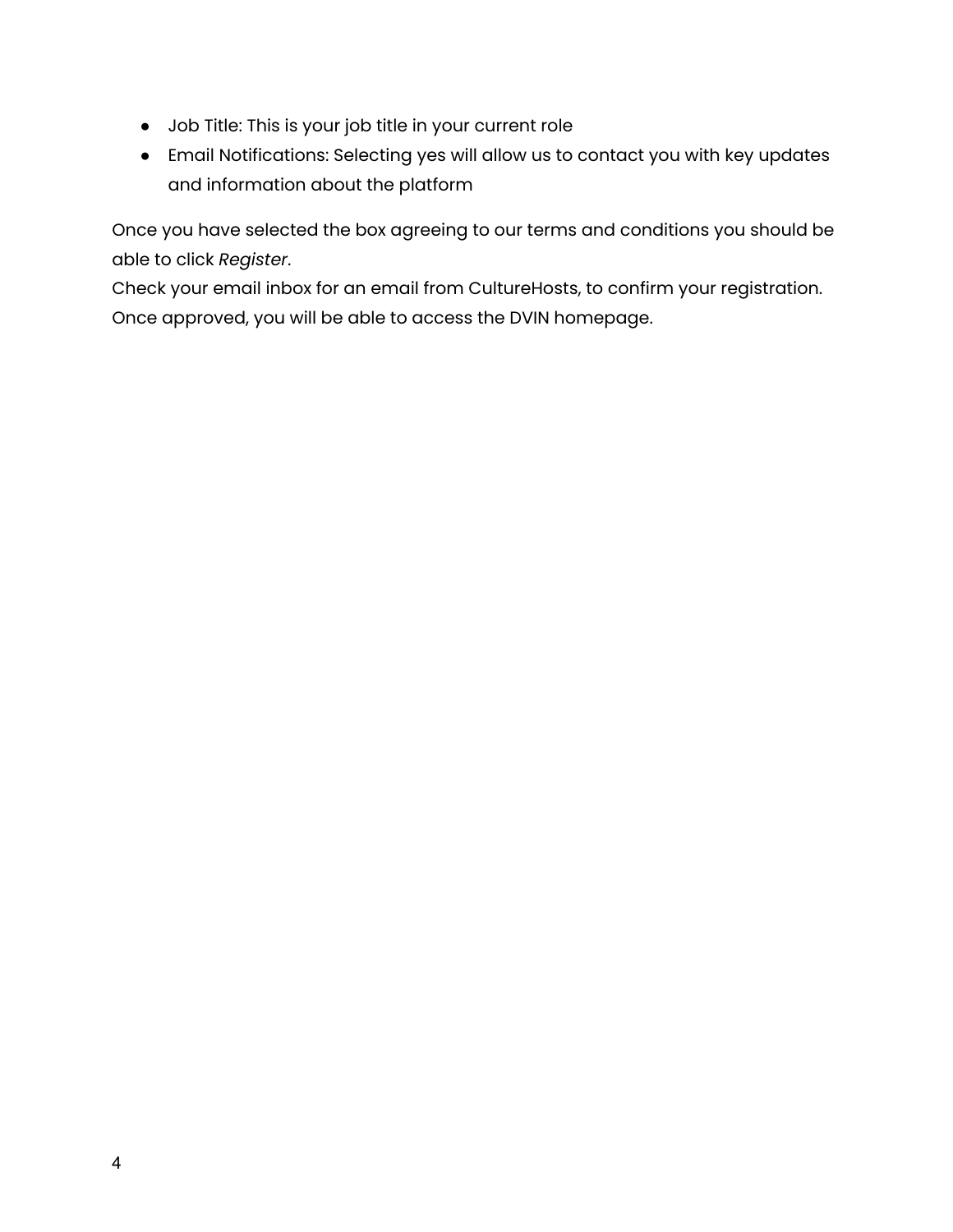- Job Title: This is your job title in your current role
- Email Notifications: Selecting yes will allow us to contact you with key updates and information about the platform

Once you have selected the box agreeing to our terms and conditions you should be able to click *Register*.
Check your email inbox for an email from CultureHosts, to confirm your registration. Once approved, you will be able to access the DVIN homepage.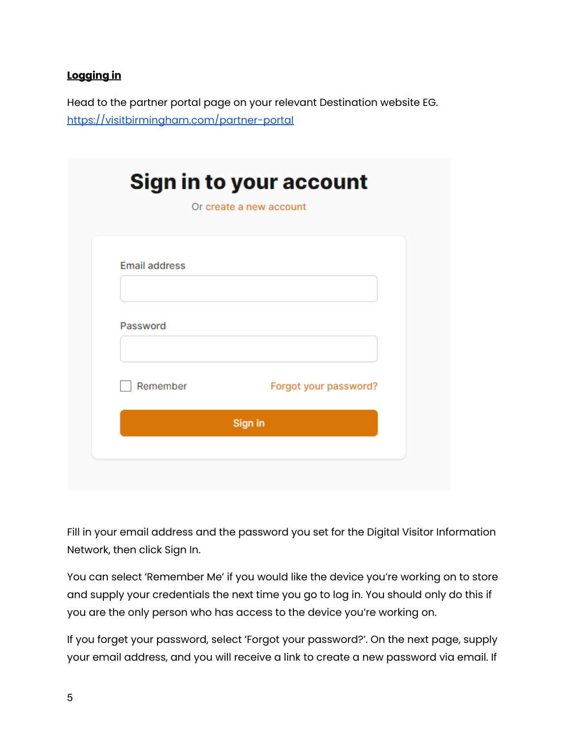**Logging in**

Head to the partner portal page on your relevant Destination website EG. [https://visitbirmingham.com/partner-portal](https://visitbirmingham.com/partner-portal)

Fill in your email address and the password you set for the Digital Visitor Information Network, then click Sign In.

You can select 'Remember Me' if you would like the device you're working on to store and supply your credentials the next time you go to log in. You should only do this if you are the only person who has access to the device you're working on.

If you forget your password, select 'Forgot your password?'. On the next page, supply your email address, and you will receive a link to create a new password via email. If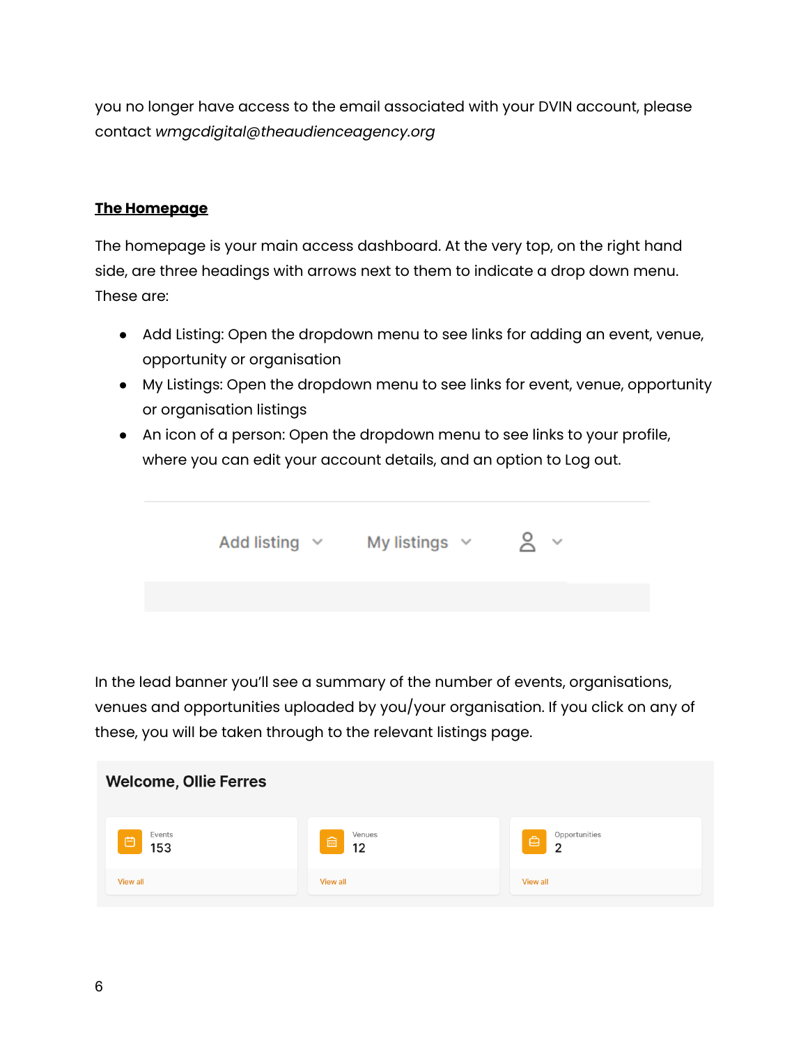you no longer have access to the email associated with your DVIN account, please contact *wmgcdigital@theaudienceagency.org*

**The Homepage**

The homepage is your main access dashboard. At the very top, on the right hand side, are three headings with arrows next to them to indicate a drop down menu. These are:

- Add Listing: Open the dropdown menu to see links for adding an event, venue, opportunity or organisation
- My Listings: Open the dropdown menu to see links for event, venue, opportunity or organisation listings
- An icon of a person: Open the dropdown menu to see links to your profile, where you can edit your account details, and an option to Log out.

In the lead banner you'll see a summary of the number of events, organisations, venues and opportunities uploaded by you/your organisation. If you click on any of these, you will be taken through to the relevant listings page.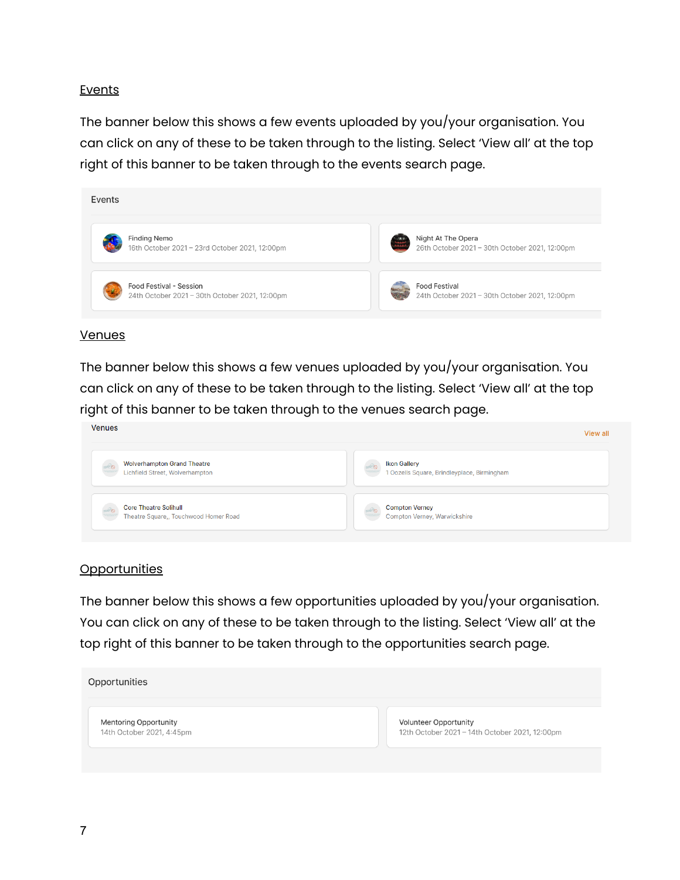## Events

The banner below this shows a few events uploaded by you/your organisation. You can click on any of these to be taken through to the listing. Select 'View all' at the top right of this banner to be taken through to the events search page.

Events

Finding Nemo
16th October 2021 – 23rd October 2021, 12:00pm

Night At The Opera
26th October 2021 – 30th October 2021, 12:00pm

Food Festival - Session
24th October 2021 – 30th October 2021, 12:00pm

Food Festival
24th October 2021 – 30th October 2021, 12:00pm

## Venues

The banner below this shows a few venues uploaded by you/your organisation. You can click on any of these to be taken through to the listing. Select 'View all' at the top right of this banner to be taken through to the venues search page.

Venues

View all

Wolverhampton Grand Theatre
Lichfield Street, Wolverhampton

Ikon Gallery
1 Oozells Square, Brindleyplace, Birmingham

Core Theatre Solihull
Theatre Square,, Touchwood Homer Road

Compton Verney
Compton Verney, Warwickshire

## Opportunities

The banner below this shows a few opportunities uploaded by you/your organisation. You can click on any of these to be taken through to the listing. Select 'View all' at the top right of this banner to be taken through to the opportunities search page.

Opportunities

Mentoring Opportunity
14th October 2021, 4:45pm

Volunteer Opportunity
12th October 2021 – 14th October 2021, 12:00pm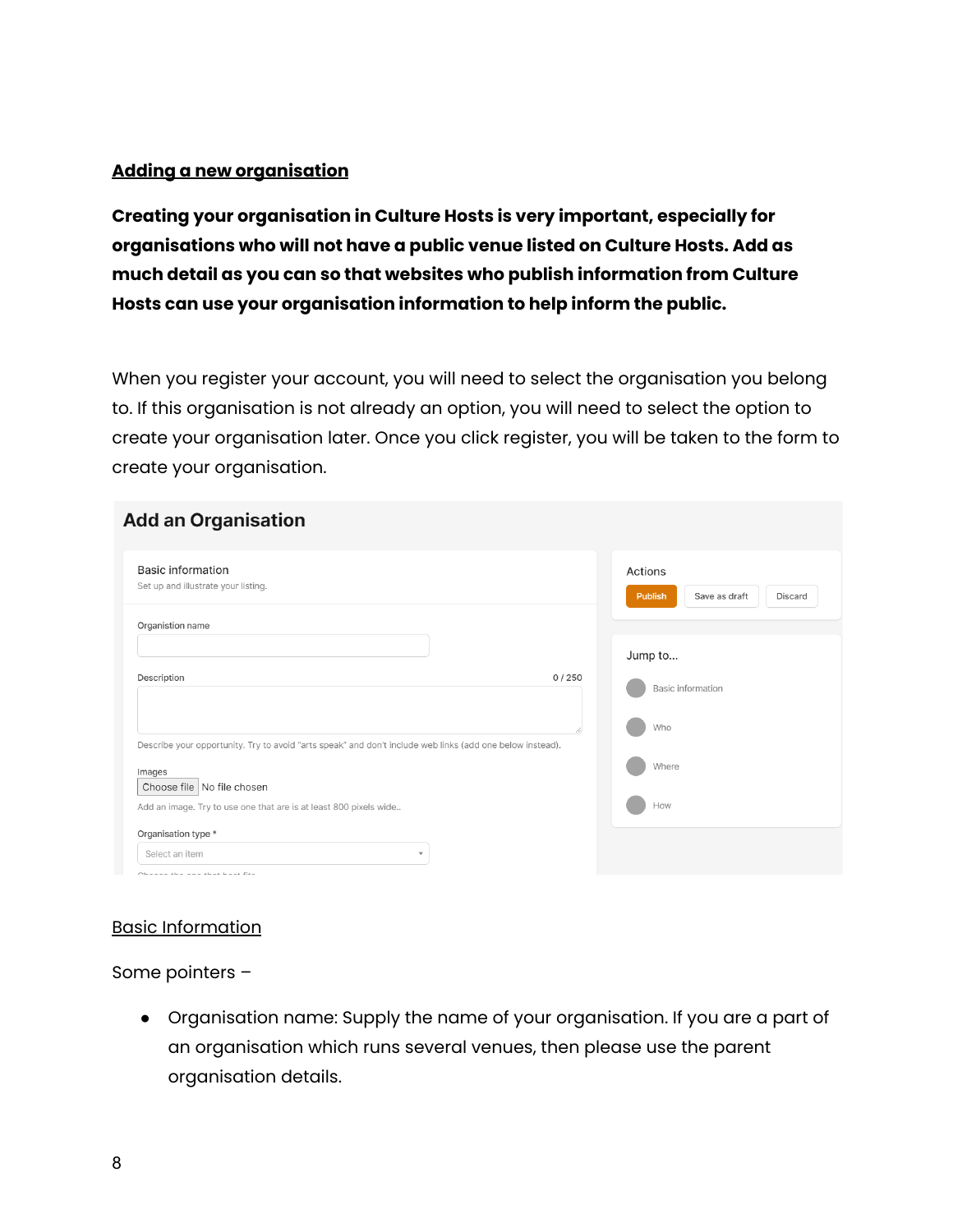## Adding a new organisation

**Creating your organisation in Culture Hosts is very important, especially for organisations who will not have a public venue listed on Culture Hosts. Add as much detail as you can so that websites who publish information from Culture Hosts can use your organisation information to help inform the public.**

When you register your account, you will need to select the organisation you belong to. If this organisation is not already an option, you will need to select the option to create your organisation later. Once you click register, you will be taken to the form to create your organisation.

### Basic Information

Some pointers –

- Organisation name: Supply the name of your organisation. If you are a part of an organisation which runs several venues, then please use the parent organisation details.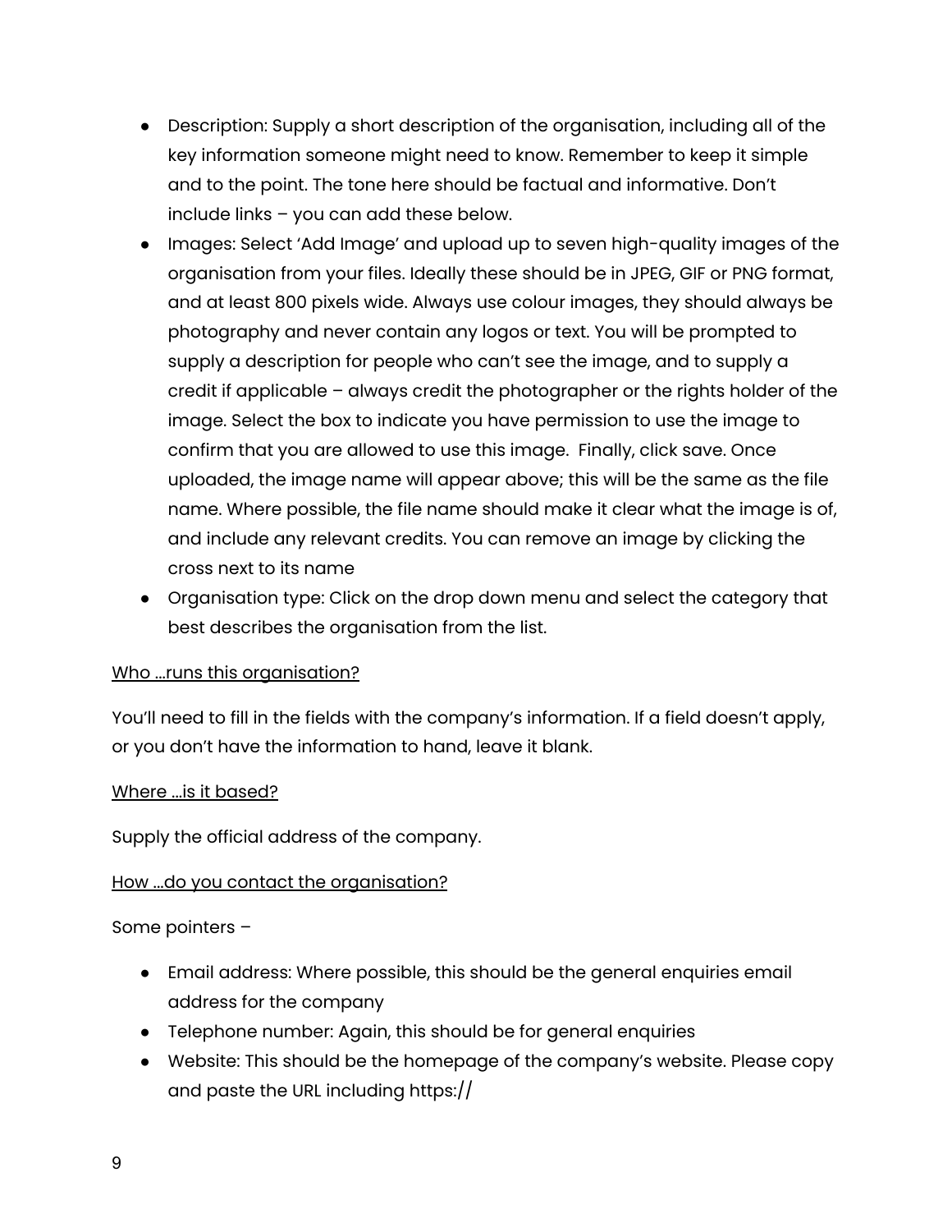- Description: Supply a short description of the organisation, including all of the key information someone might need to know. Remember to keep it simple and to the point. The tone here should be factual and informative. Don't include links – you can add these below.
- Images: Select 'Add Image' and upload up to seven high-quality images of the organisation from your files. Ideally these should be in JPEG, GIF or PNG format, and at least 800 pixels wide. Always use colour images, they should always be photography and never contain any logos or text. You will be prompted to supply a description for people who can't see the image, and to supply a credit if applicable – always credit the photographer or the rights holder of the image. Select the box to indicate you have permission to use the image to confirm that you are allowed to use this image. Finally, click save. Once uploaded, the image name will appear above; this will be the same as the file name. Where possible, the file name should make it clear what the image is of, and include any relevant credits. You can remove an image by clicking the cross next to its name
- Organisation type: Click on the drop down menu and select the category that best describes the organisation from the list.

<u>Who ...runs this organisation?</u>

You'll need to fill in the fields with the company's information. If a field doesn't apply, or you don't have the information to hand, leave it blank.

<u>Where ...is it based?</u>

Supply the official address of the company.

<u>How ...do you contact the organisation?</u>

Some pointers –

- Email address: Where possible, this should be the general enquiries email address for the company
- Telephone number: Again, this should be for general enquiries
- Website: This should be the homepage of the company's website. Please copy and paste the URL including https://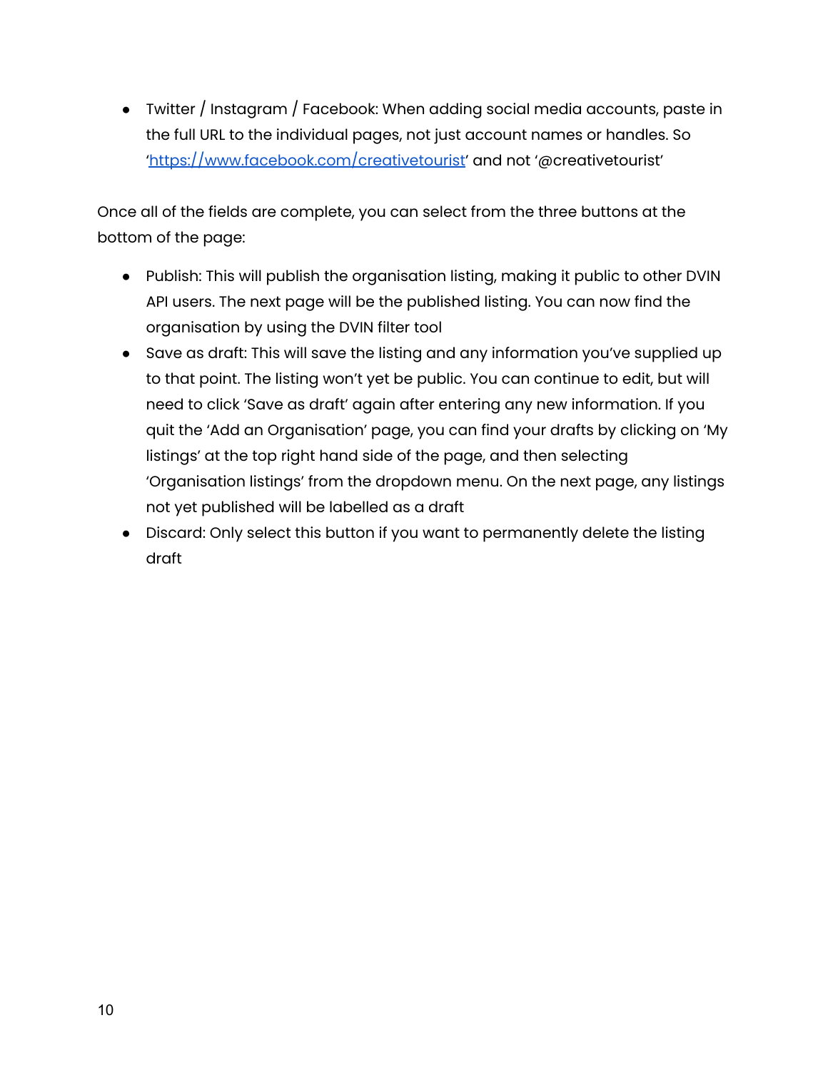- Twitter / Instagram / Facebook: When adding social media accounts, paste in the full URL to the individual pages, not just account names or handles. So '[https://www.facebook.com/creativetourist](https://www.facebook.com/creativetourist)' and not '@creativetourist'

Once all of the fields are complete, you can select from the three buttons at the bottom of the page:

- Publish: This will publish the organisation listing, making it public to other DVIN API users. The next page will be the published listing. You can now find the organisation by using the DVIN filter tool
- Save as draft: This will save the listing and any information you've supplied up to that point. The listing won't yet be public. You can continue to edit, but will need to click 'Save as draft' again after entering any new information. If you quit the 'Add an Organisation' page, you can find your drafts by clicking on 'My listings' at the top right hand side of the page, and then selecting 'Organisation listings' from the dropdown menu. On the next page, any listings not yet published will be labelled as a draft
- Discard: Only select this button if you want to permanently delete the listing draft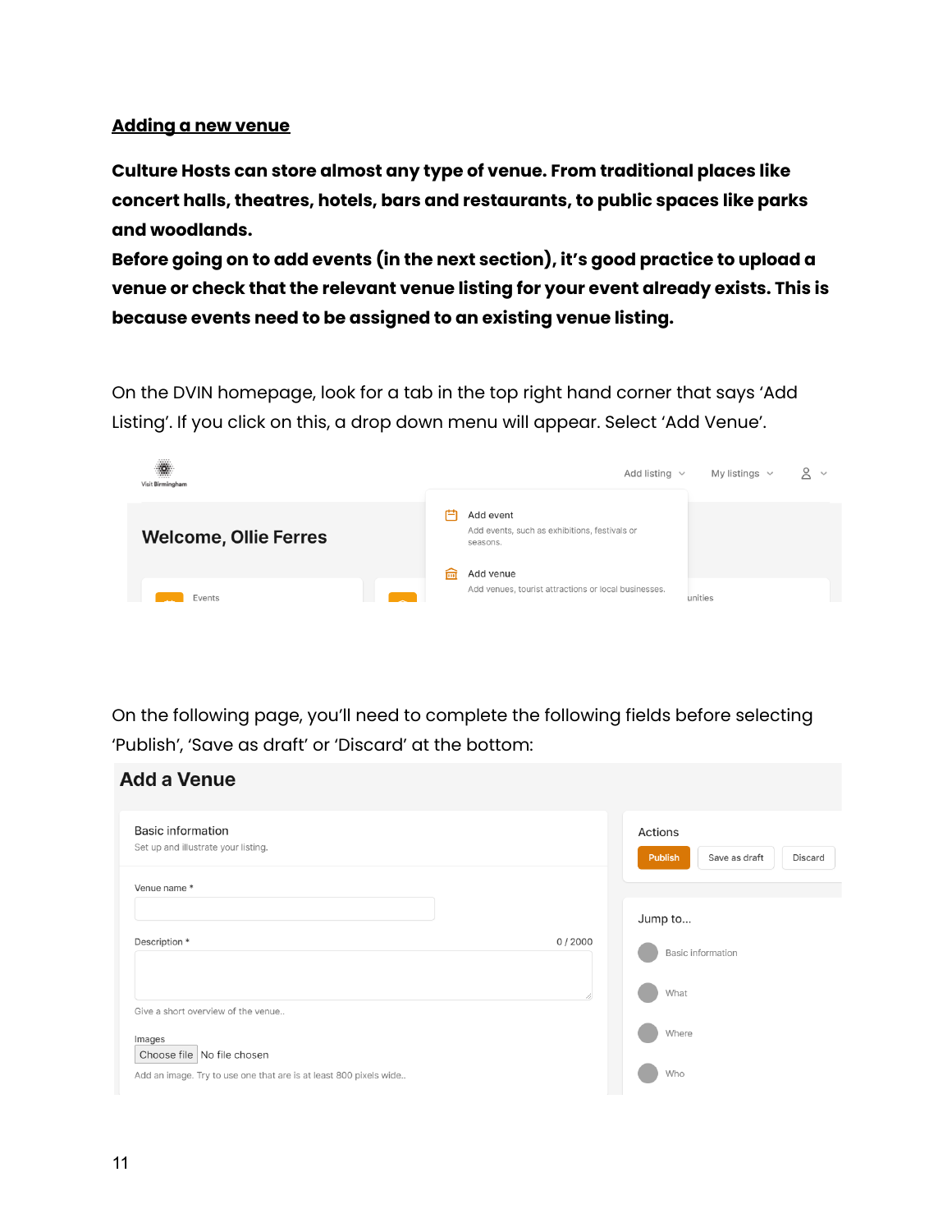## Adding a new venue

**Culture Hosts can store almost any type of venue. From traditional places like concert halls, theatres, hotels, bars and restaurants, to public spaces like parks and woodlands.**

**Before going on to add events (in the next section), it's good practice to upload a venue or check that the relevant venue listing for your event already exists. This is because events need to be assigned to an existing venue listing.**

On the DVIN homepage, look for a tab in the top right hand corner that says 'Add Listing'. If you click on this, a drop down menu will appear. Select 'Add Venue'.

On the following page, you'll need to complete the following fields before selecting 'Publish', 'Save as draft' or 'Discard' at the bottom: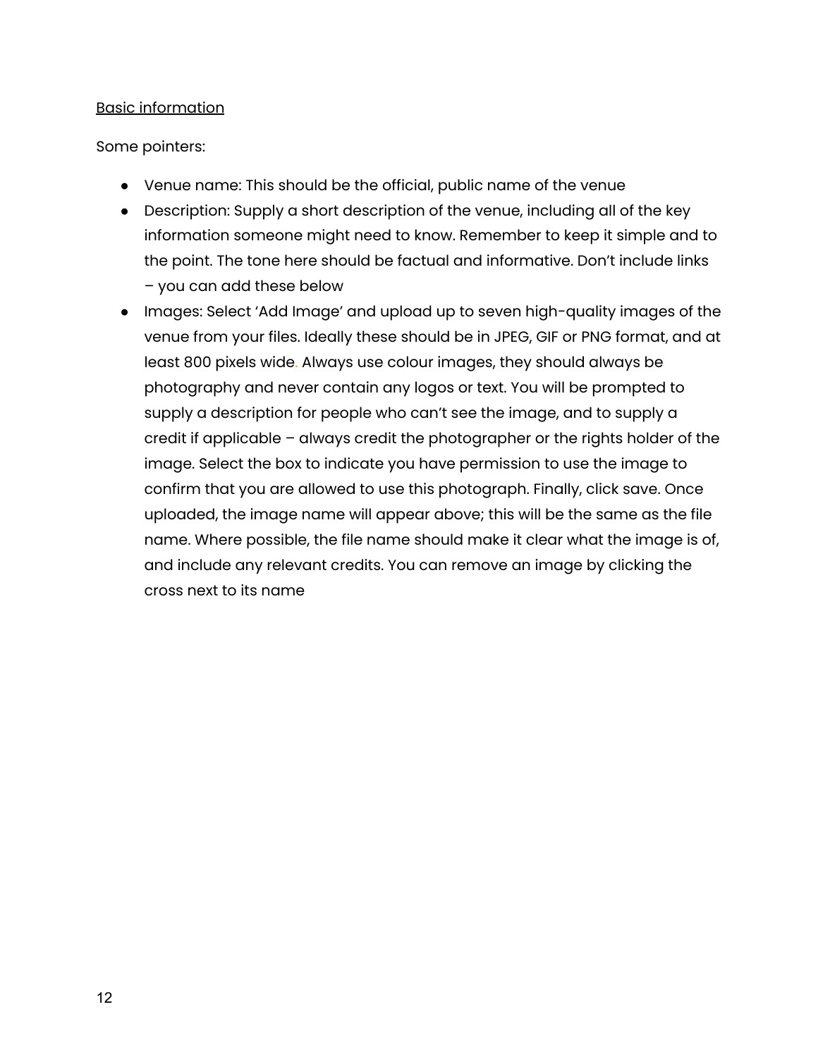<u>Basic information</u>

Some pointers:

- Venue name: This should be the official, public name of the venue
- Description: Supply a short description of the venue, including all of the key information someone might need to know. Remember to keep it simple and to the point. The tone here should be factual and informative. Don't include links – you can add these below
- Images: Select 'Add Image' and upload up to seven high-quality images of the venue from your files. Ideally these should be in JPEG, GIF or PNG format, and at least 800 pixels wide. Always use colour images, they should always be photography and never contain any logos or text. You will be prompted to supply a description for people who can't see the image, and to supply a credit if applicable – always credit the photographer or the rights holder of the image. Select the box to indicate you have permission to use the image to confirm that you are allowed to use this photograph. Finally, click save. Once uploaded, the image name will appear above; this will be the same as the file name. Where possible, the file name should make it clear what the image is of, and include any relevant credits. You can remove an image by clicking the cross next to its name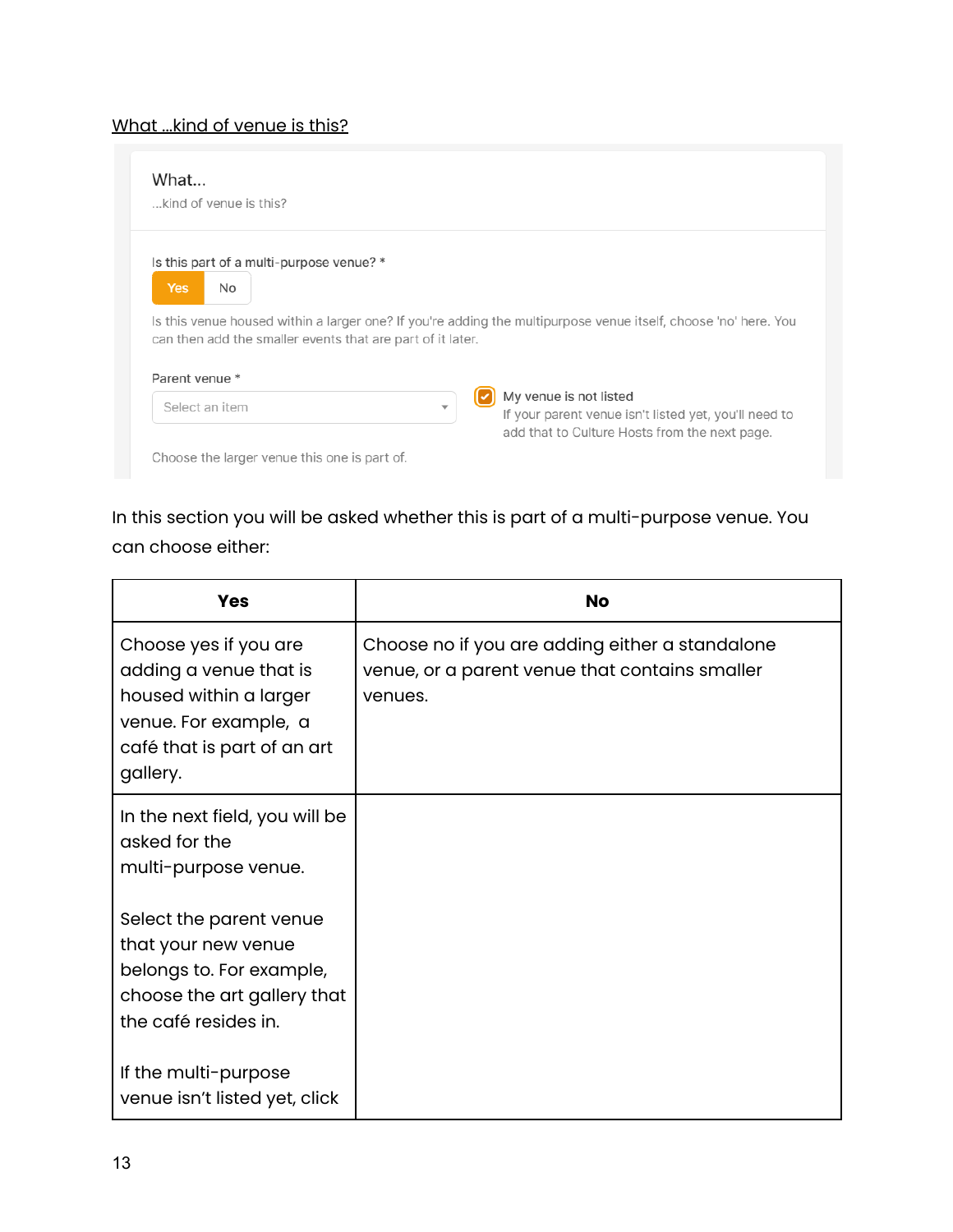## What ...kind of venue is this?

What...

...kind of venue is this?

Is this part of a multi-purpose venue? *

Yes No

Is this venue housed within a larger one? If you're adding the multipurpose venue itself, choose 'no' here. You can then add the smaller events that are part of it later.

Parent venue *

Select an item

My venue is not listed

If your parent venue isn't listed yet, you'll need to add that to Culture Hosts from the next page.

Choose the larger venue this one is part of.

In this section you will be asked whether this is part of a multi-purpose venue. You can choose either:

| Yes | No |
|---|---|
| Choose yes if you are adding a venue that is housed within a larger venue. For example, a café that is part of an art gallery. | Choose no if you are adding either a standalone venue, or a parent venue that contains smaller venues. |
| In the next field, you will be asked for the multi-purpose venue.<br><br>Select the parent venue that your new venue belongs to. For example, choose the art gallery that the café resides in.<br><br>If the multi-purpose venue isn't listed yet, click | |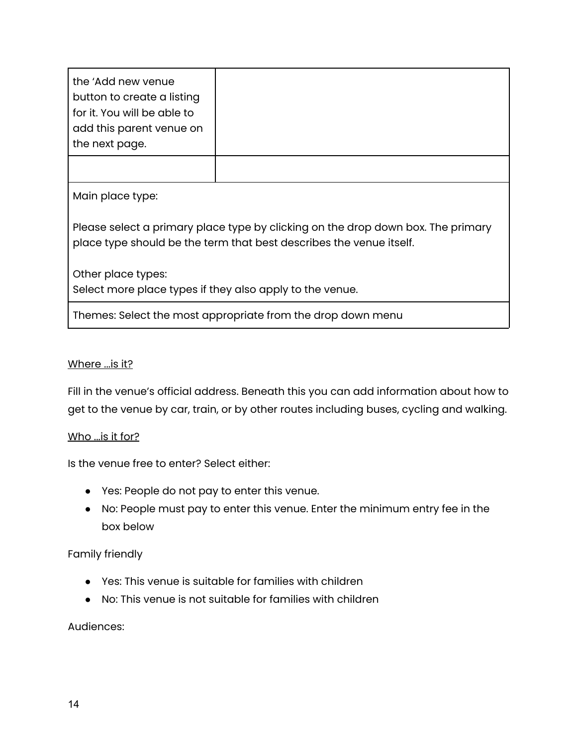| | |
|---|---|
| the 'Add new venue button to create a listing for it. You will be able to add this parent venue on the next page. | |
| | |
| Main place type:<br><br>Please select a primary place type by clicking on the drop down box. The primary place type should be the term that best describes the venue itself.<br><br>Other place types:<br>Select more place types if they also apply to the venue. | |
| Themes: Select the most appropriate from the drop down menu | |

<u>Where ...is it?</u>

Fill in the venue's official address. Beneath this you can add information about how to get to the venue by car, train, or by other routes including buses, cycling and walking.

<u>Who ...is it for?</u>

Is the venue free to enter? Select either:

- Yes: People do not pay to enter this venue.
- No: People must pay to enter this venue. Enter the minimum entry fee in the box below

Family friendly

- Yes: This venue is suitable for families with children
- No: This venue is not suitable for families with children

Audiences: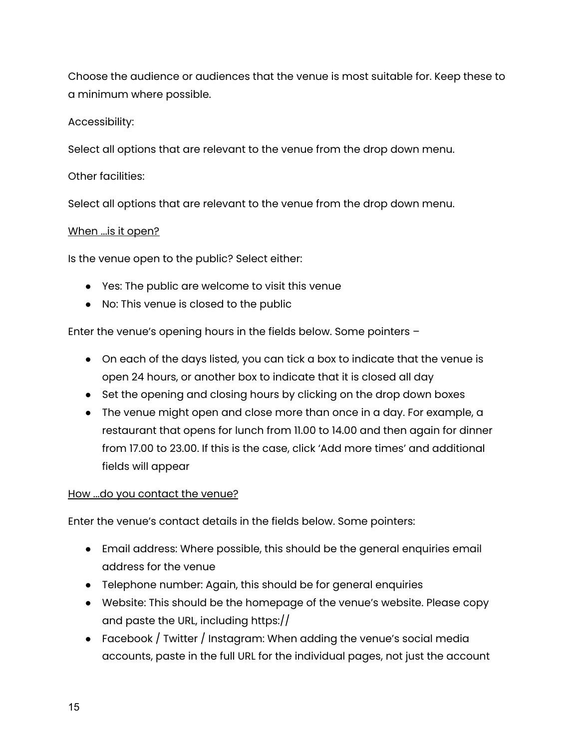Choose the audience or audiences that the venue is most suitable for. Keep these to a minimum where possible.

Accessibility:

Select all options that are relevant to the venue from the drop down menu.

Other facilities:

Select all options that are relevant to the venue from the drop down menu.

<u>When ...is it open?</u>

Is the venue open to the public? Select either:

- Yes: The public are welcome to visit this venue
- No: This venue is closed to the public

Enter the venue's opening hours in the fields below. Some pointers –

- On each of the days listed, you can tick a box to indicate that the venue is open 24 hours, or another box to indicate that it is closed all day
- Set the opening and closing hours by clicking on the drop down boxes
- The venue might open and close more than once in a day. For example, a restaurant that opens for lunch from 11.00 to 14.00 and then again for dinner from 17.00 to 23.00. If this is the case, click 'Add more times' and additional fields will appear

<u>How ...do you contact the venue?</u>

Enter the venue's contact details in the fields below. Some pointers:

- Email address: Where possible, this should be the general enquiries email address for the venue
- Telephone number: Again, this should be for general enquiries
- Website: This should be the homepage of the venue's website. Please copy and paste the URL, including https://
- Facebook / Twitter / Instagram: When adding the venue's social media accounts, paste in the full URL for the individual pages, not just the account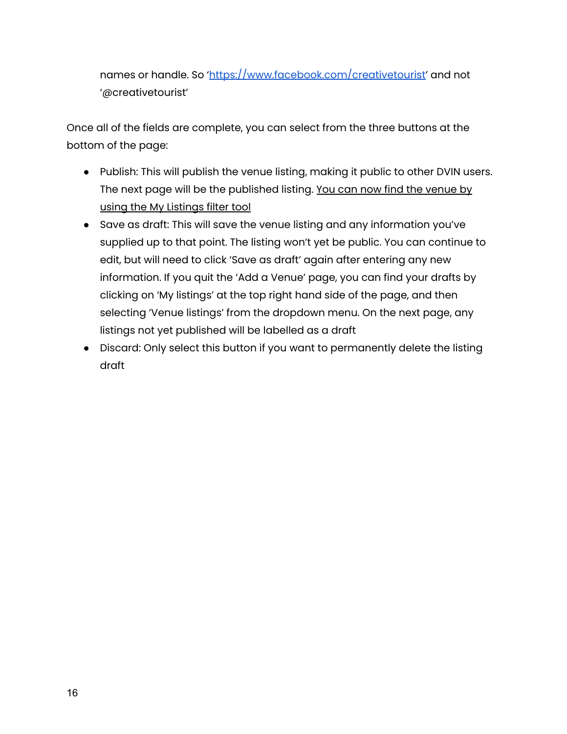names or handle. So '[https://www.facebook.com/creativetourist](https://www.facebook.com/creativetourist)' and not '@creativetourist'

Once all of the fields are complete, you can select from the three buttons at the bottom of the page:

- Publish: This will publish the venue listing, making it public to other DVIN users. The next page will be the published listing. You can now find the venue by using the My Listings filter tool
- Save as draft: This will save the venue listing and any information you've supplied up to that point. The listing won't yet be public. You can continue to edit, but will need to click 'Save as draft' again after entering any new information. If you quit the 'Add a Venue' page, you can find your drafts by clicking on 'My listings' at the top right hand side of the page, and then selecting 'Venue listings' from the dropdown menu. On the next page, any listings not yet published will be labelled as a draft
- Discard: Only select this button if you want to permanently delete the listing draft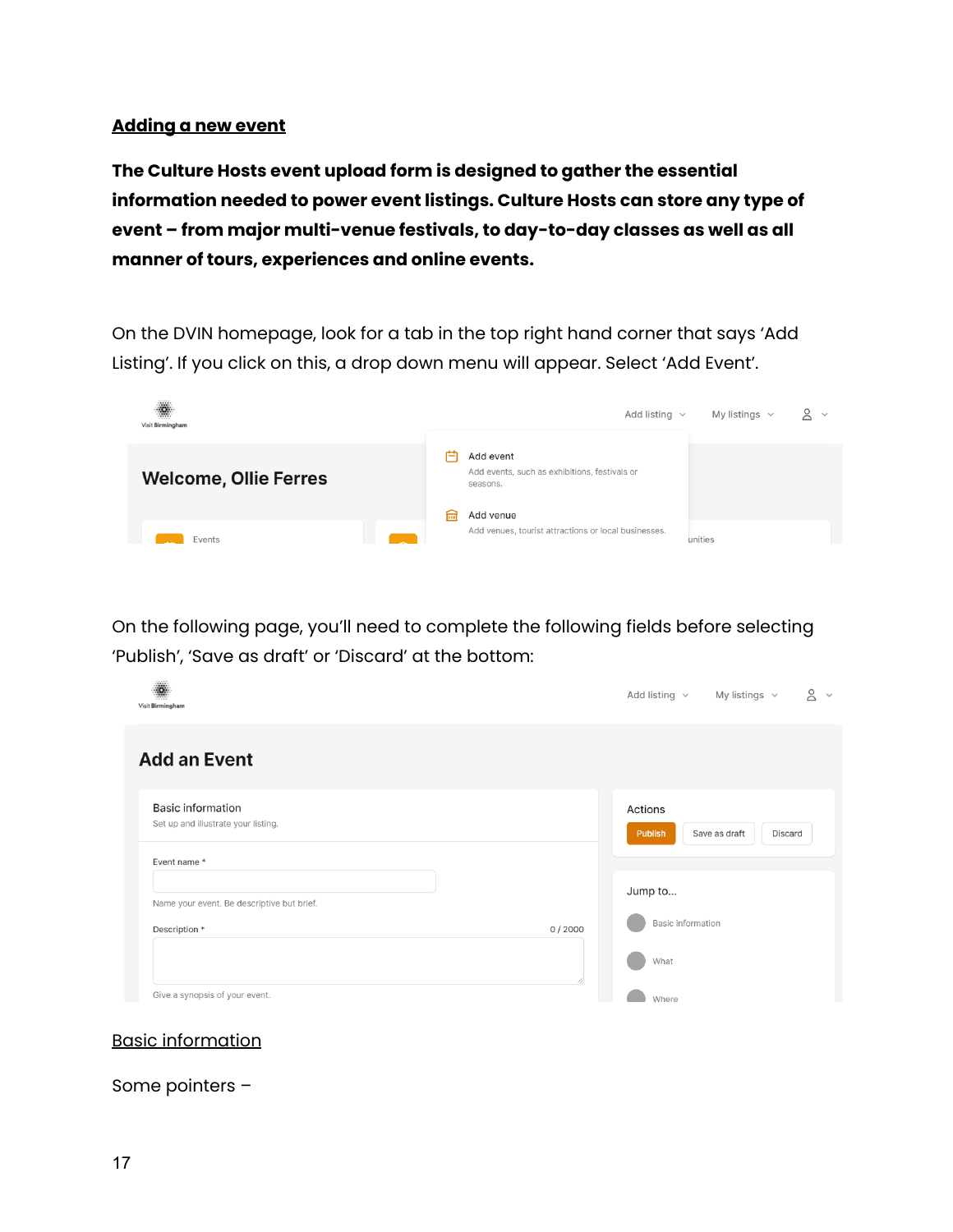## Adding a new event

**The Culture Hosts event upload form is designed to gather the essential information needed to power event listings. Culture Hosts can store any type of event – from major multi-venue festivals, to day-to-day classes as well as all manner of tours, experiences and online events.**

On the DVIN homepage, look for a tab in the top right hand corner that says 'Add Listing'. If you click on this, a drop down menu will appear. Select 'Add Event'.

On the following page, you'll need to complete the following fields before selecting 'Publish', 'Save as draft' or 'Discard' at the bottom:

### Basic information

Some pointers –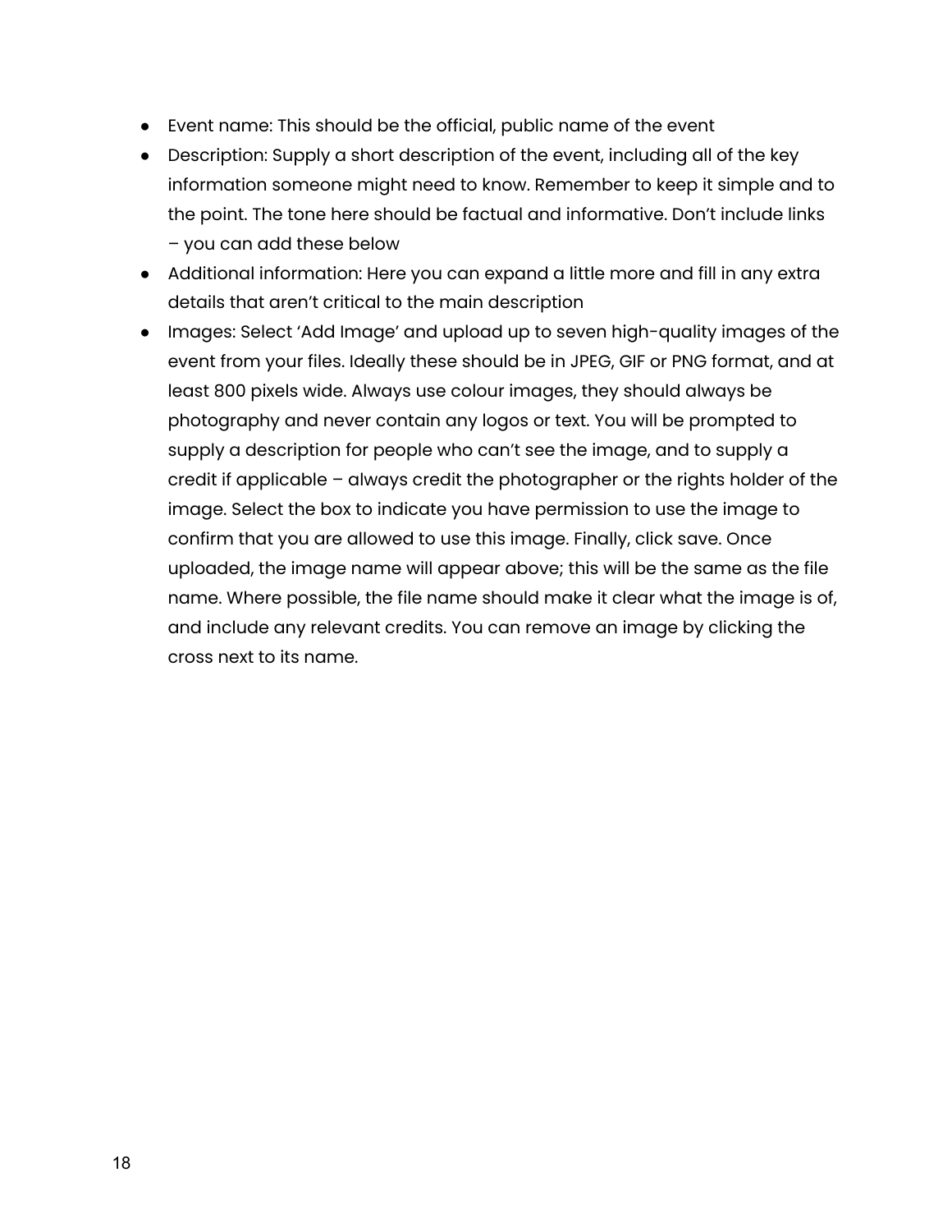- Event name: This should be the official, public name of the event
- Description: Supply a short description of the event, including all of the key information someone might need to know. Remember to keep it simple and to the point. The tone here should be factual and informative. Don't include links – you can add these below
- Additional information: Here you can expand a little more and fill in any extra details that aren't critical to the main description
- Images: Select 'Add Image' and upload up to seven high-quality images of the event from your files. Ideally these should be in JPEG, GIF or PNG format, and at least 800 pixels wide. Always use colour images, they should always be photography and never contain any logos or text. You will be prompted to supply a description for people who can't see the image, and to supply a credit if applicable – always credit the photographer or the rights holder of the image. Select the box to indicate you have permission to use the image to confirm that you are allowed to use this image. Finally, click save. Once uploaded, the image name will appear above; this will be the same as the file name. Where possible, the file name should make it clear what the image is of, and include any relevant credits. You can remove an image by clicking the cross next to its name.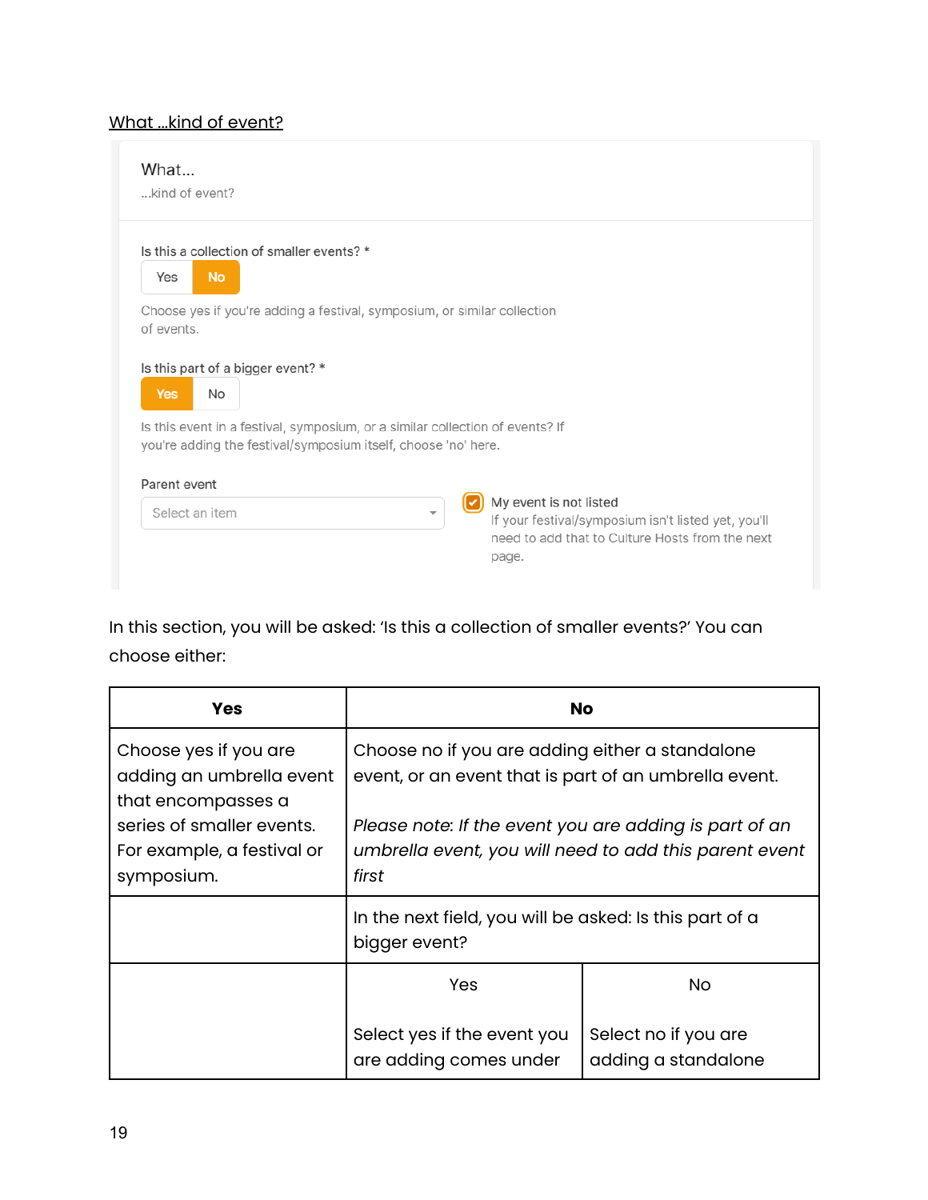What ...kind of event?

What...

...kind of event?

Is this a collection of smaller events? *

Yes No

Choose yes if you're adding a festival, symposium, or similar collection of events.

Is this part of a bigger event? *

Yes No

Is this event in a festival, symposium, or a similar collection of events? If you're adding the festival/symposium itself, choose 'no' here.

Parent event

Select an item

My event is not listed

If your festival/symposium isn't listed yet, you'll need to add that to Culture Hosts from the next page.

In this section, you will be asked: 'Is this a collection of smaller events?' You can choose either:

| **Yes** | **No** | |
|---|---|---|
| Choose yes if you are adding an umbrella event that encompasses a series of smaller events. For example, a festival or symposium. | Choose no if you are adding either a standalone event, or an event that is part of an umbrella event.<br><br>*Please note: If the event you are adding is part of an umbrella event, you will need to add this parent event first* | |
| | In the next field, you will be asked: Is this part of a bigger event? | |
| | Yes<br><br>Select yes if the event you are adding comes under | No<br><br>Select no if you are adding a standalone |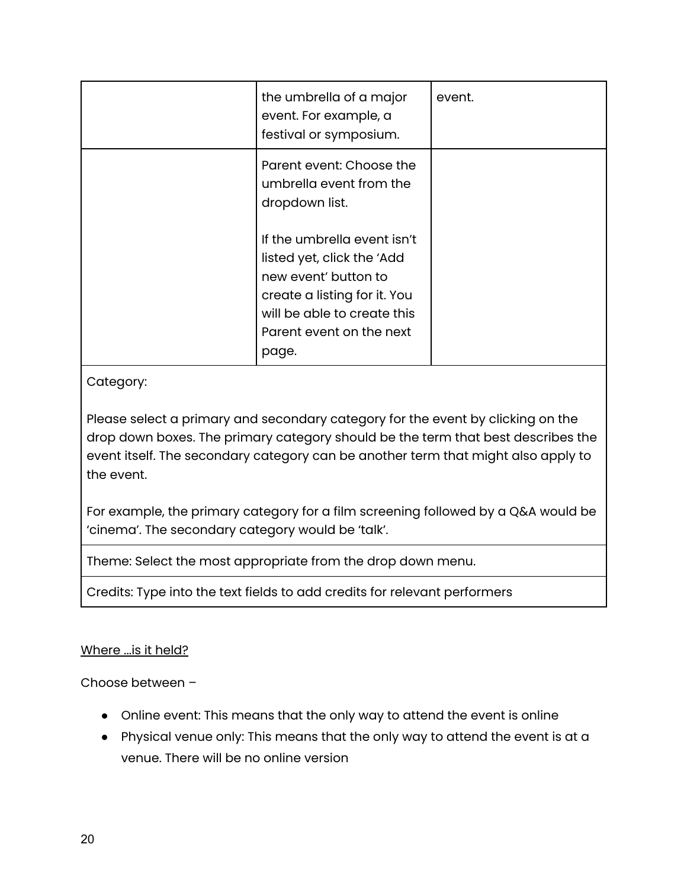| | | |
|---|---|---|
| | the umbrella of a major event. For example, a festival or symposium. | event. |
| | Parent event: Choose the umbrella event from the dropdown list.<br><br>If the umbrella event isn't listed yet, click the 'Add new event' button to create a listing for it. You will be able to create this Parent event on the next page. | |
| Category:<br><br>Please select a primary and secondary category for the event by clicking on the drop down boxes. The primary category should be the term that best describes the event itself. The secondary category can be another term that might also apply to the event.<br><br>For example, the primary category for a film screening followed by a Q&A would be 'cinema'. The secondary category would be 'talk'. | | |
| Theme: Select the most appropriate from the drop down menu. | | |
| Credits: Type into the text fields to add credits for relevant performers | | |

<u>Where …is it held?</u>

Choose between –

- Online event: This means that the only way to attend the event is online
- Physical venue only: This means that the only way to attend the event is at a venue. There will be no online version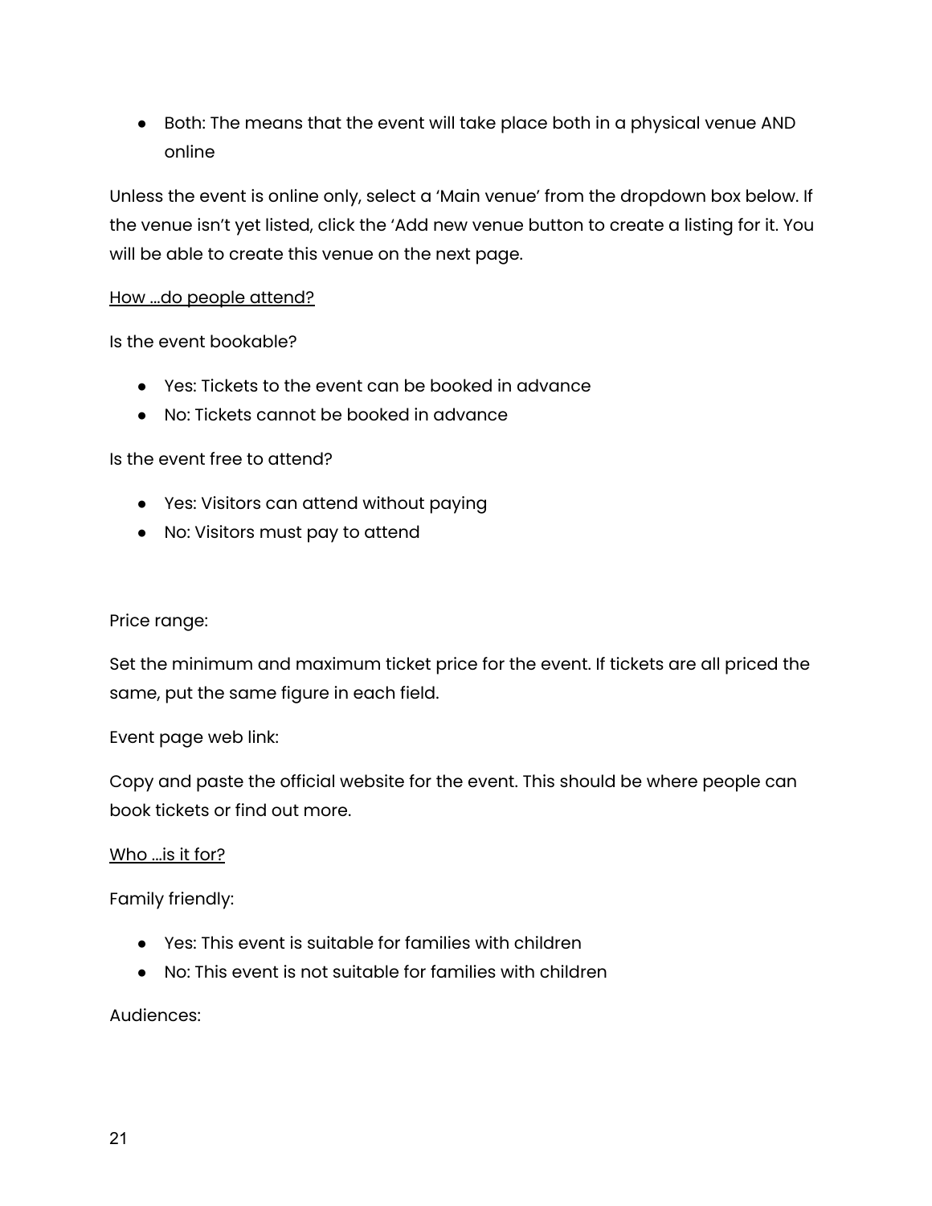- Both: The means that the event will take place both in a physical venue AND online

Unless the event is online only, select a 'Main venue' from the dropdown box below. If the venue isn't yet listed, click the 'Add new venue button to create a listing for it. You will be able to create this venue on the next page.

<u>How ...do people attend?</u>

Is the event bookable?

- Yes: Tickets to the event can be booked in advance
- No: Tickets cannot be booked in advance

Is the event free to attend?

- Yes: Visitors can attend without paying
- No: Visitors must pay to attend

Price range:

Set the minimum and maximum ticket price for the event. If tickets are all priced the same, put the same figure in each field.

Event page web link:

Copy and paste the official website for the event. This should be where people can book tickets or find out more.

<u>Who ...is it for?</u>

Family friendly:

- Yes: This event is suitable for families with children
- No: This event is not suitable for families with children

Audiences: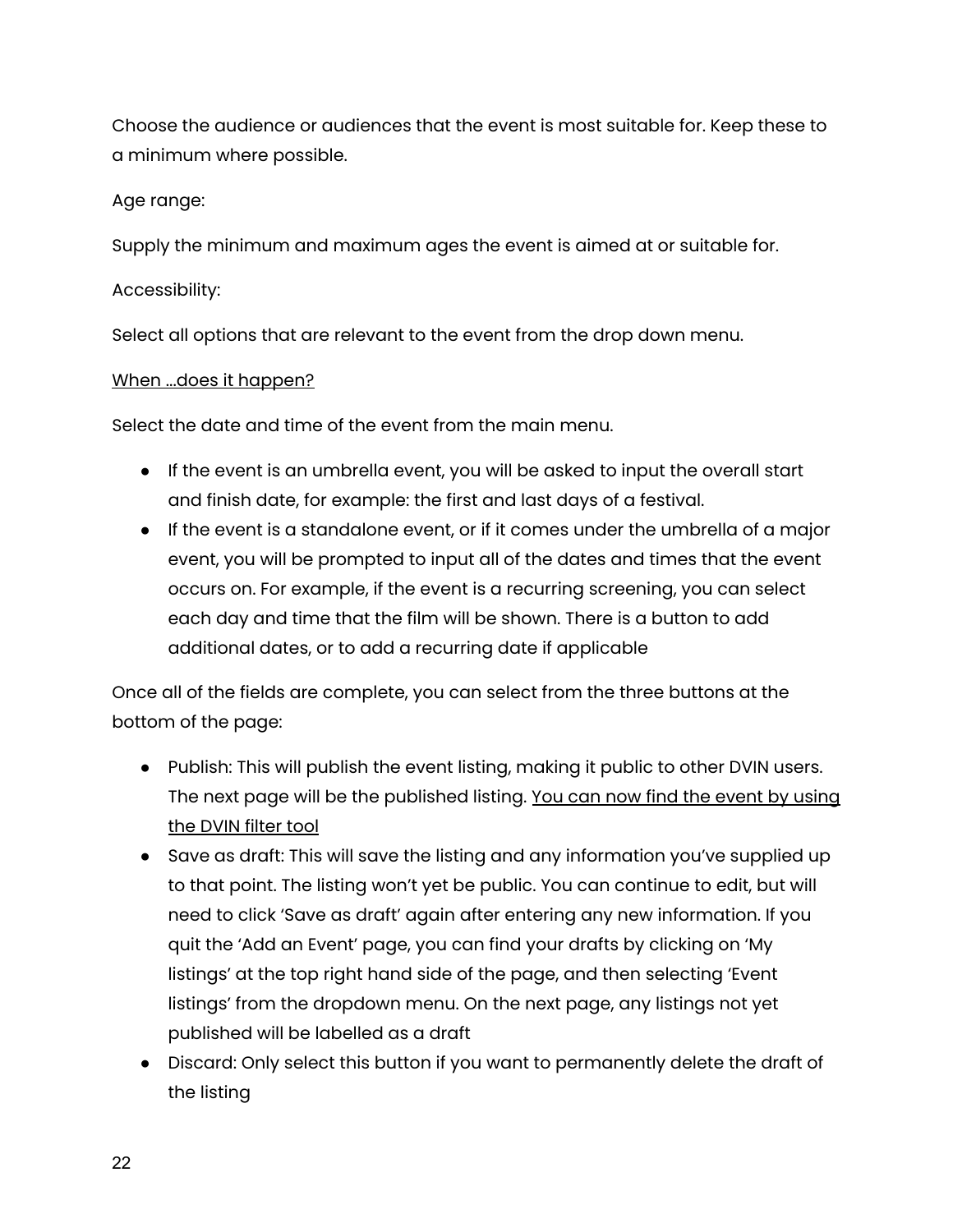Choose the audience or audiences that the event is most suitable for. Keep these to a minimum where possible.

Age range:

Supply the minimum and maximum ages the event is aimed at or suitable for.

Accessibility:

Select all options that are relevant to the event from the drop down menu.

<u>When ...does it happen?</u>

Select the date and time of the event from the main menu.

- If the event is an umbrella event, you will be asked to input the overall start and finish date, for example: the first and last days of a festival.
- If the event is a standalone event, or if it comes under the umbrella of a major event, you will be prompted to input all of the dates and times that the event occurs on. For example, if the event is a recurring screening, you can select each day and time that the film will be shown. There is a button to add additional dates, or to add a recurring date if applicable

Once all of the fields are complete, you can select from the three buttons at the bottom of the page:

- Publish: This will publish the event listing, making it public to other DVIN users. The next page will be the published listing. <u>You can now find the event by using the DVIN filter tool</u>
- Save as draft: This will save the listing and any information you've supplied up to that point. The listing won't yet be public. You can continue to edit, but will need to click 'Save as draft' again after entering any new information. If you quit the 'Add an Event' page, you can find your drafts by clicking on 'My listings' at the top right hand side of the page, and then selecting 'Event listings' from the dropdown menu. On the next page, any listings not yet published will be labelled as a draft
- Discard: Only select this button if you want to permanently delete the draft of the listing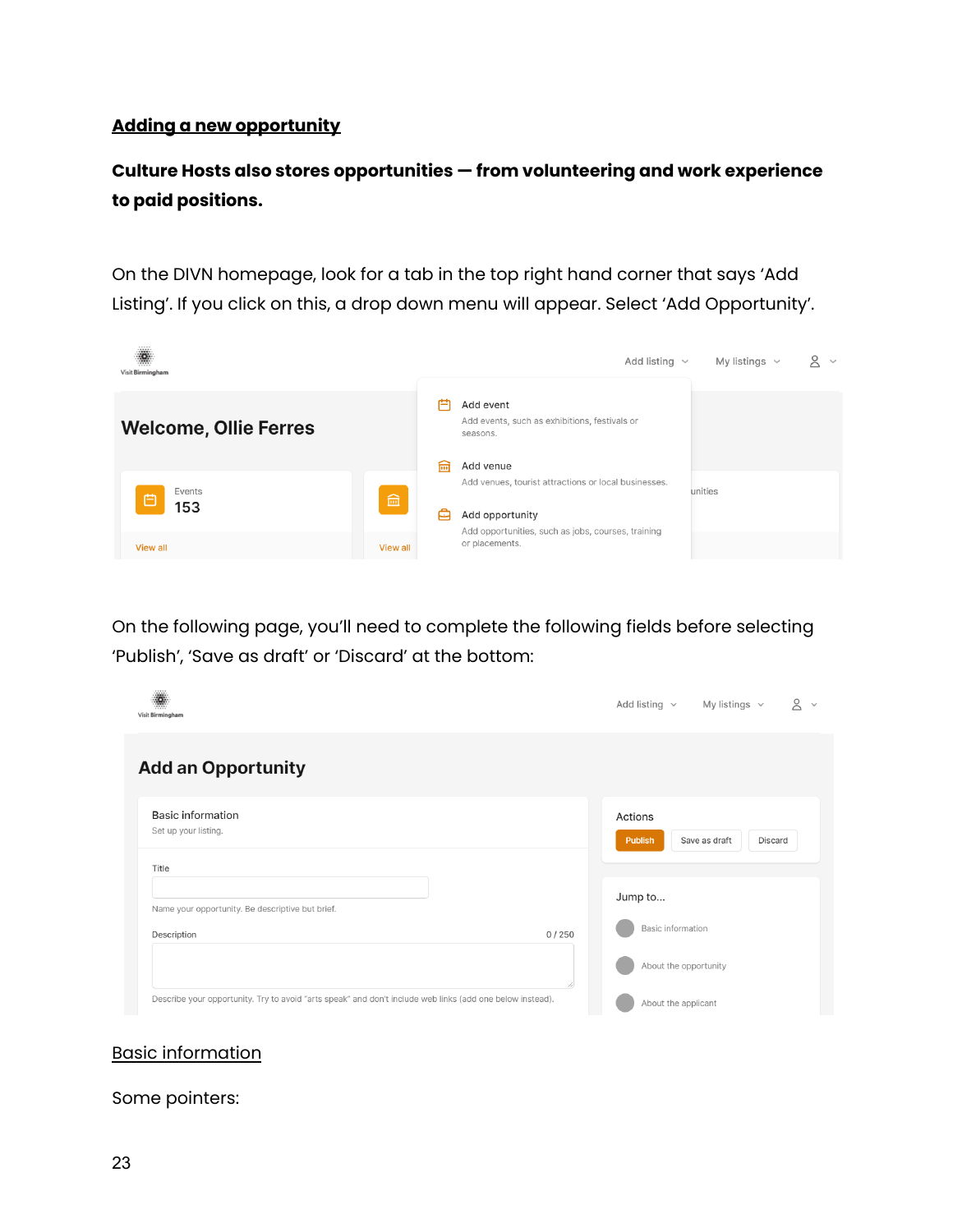## Adding a new opportunity

**Culture Hosts also stores opportunities — from volunteering and work experience to paid positions.**

On the DIVN homepage, look for a tab in the top right hand corner that says 'Add Listing'. If you click on this, a drop down menu will appear. Select 'Add Opportunity'.

On the following page, you'll need to complete the following fields before selecting 'Publish', 'Save as draft' or 'Discard' at the bottom:

### Basic information

Some pointers: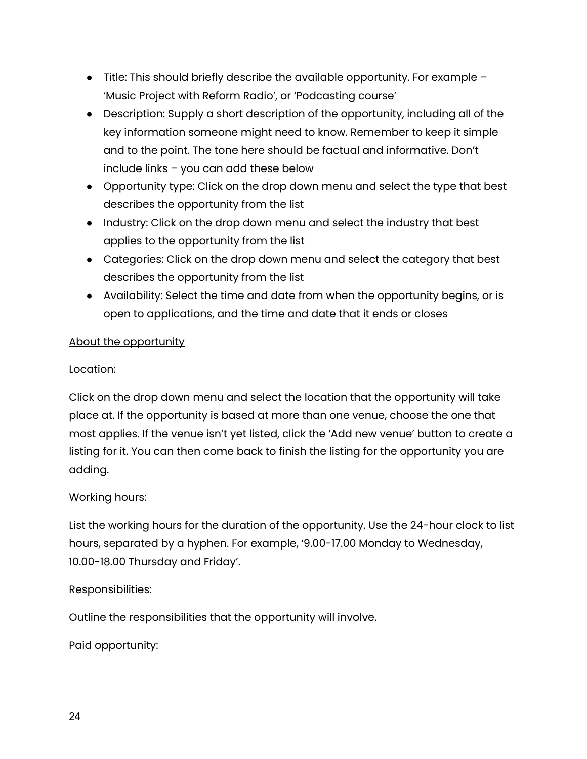- Title: This should briefly describe the available opportunity. For example – 'Music Project with Reform Radio', or 'Podcasting course'
- Description: Supply a short description of the opportunity, including all of the key information someone might need to know. Remember to keep it simple and to the point. The tone here should be factual and informative. Don't include links – you can add these below
- Opportunity type: Click on the drop down menu and select the type that best describes the opportunity from the list
- Industry: Click on the drop down menu and select the industry that best applies to the opportunity from the list
- Categories: Click on the drop down menu and select the category that best describes the opportunity from the list
- Availability: Select the time and date from when the opportunity begins, or is open to applications, and the time and date that it ends or closes

<u>About the opportunity</u>

Location:

Click on the drop down menu and select the location that the opportunity will take place at. If the opportunity is based at more than one venue, choose the one that most applies. If the venue isn't yet listed, click the 'Add new venue' button to create a listing for it. You can then come back to finish the listing for the opportunity you are adding.

Working hours:

List the working hours for the duration of the opportunity. Use the 24-hour clock to list hours, separated by a hyphen. For example, '9.00-17.00 Monday to Wednesday, 10.00-18.00 Thursday and Friday'.

Responsibilities:

Outline the responsibilities that the opportunity will involve.

Paid opportunity: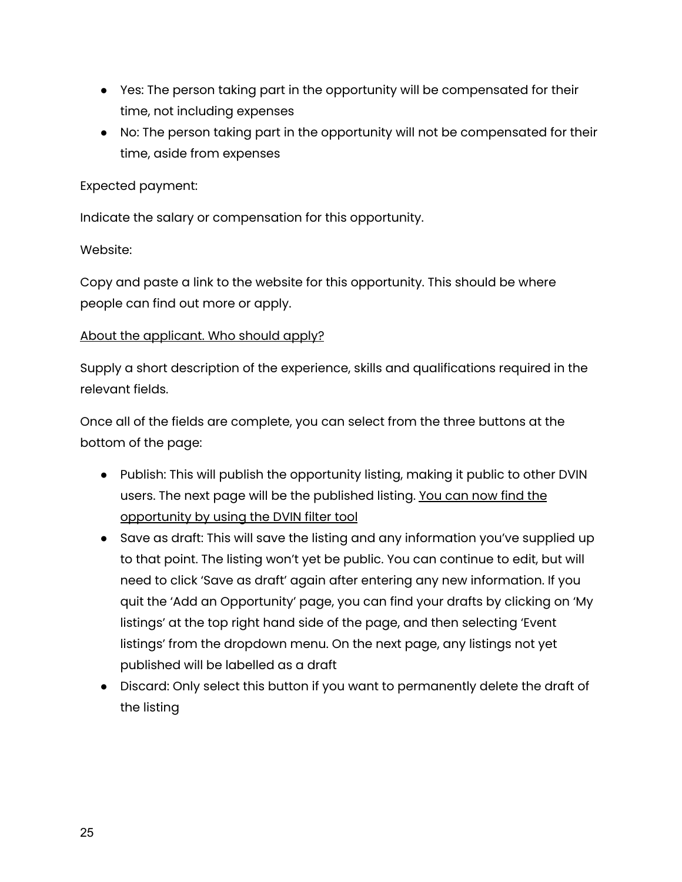- Yes: The person taking part in the opportunity will be compensated for their time, not including expenses
- No: The person taking part in the opportunity will not be compensated for their time, aside from expenses

Expected payment:

Indicate the salary or compensation for this opportunity.

Website:

Copy and paste a link to the website for this opportunity. This should be where people can find out more or apply.

<u>About the applicant. Who should apply?</u>

Supply a short description of the experience, skills and qualifications required in the relevant fields.

Once all of the fields are complete, you can select from the three buttons at the bottom of the page:

- Publish: This will publish the opportunity listing, making it public to other DVIN users. The next page will be the published listing. <u>You can now find the opportunity by using the DVIN filter tool</u>
- Save as draft: This will save the listing and any information you've supplied up to that point. The listing won't yet be public. You can continue to edit, but will need to click 'Save as draft' again after entering any new information. If you quit the 'Add an Opportunity' page, you can find your drafts by clicking on 'My listings' at the top right hand side of the page, and then selecting 'Event listings' from the dropdown menu. On the next page, any listings not yet published will be labelled as a draft
- Discard: Only select this button if you want to permanently delete the draft of the listing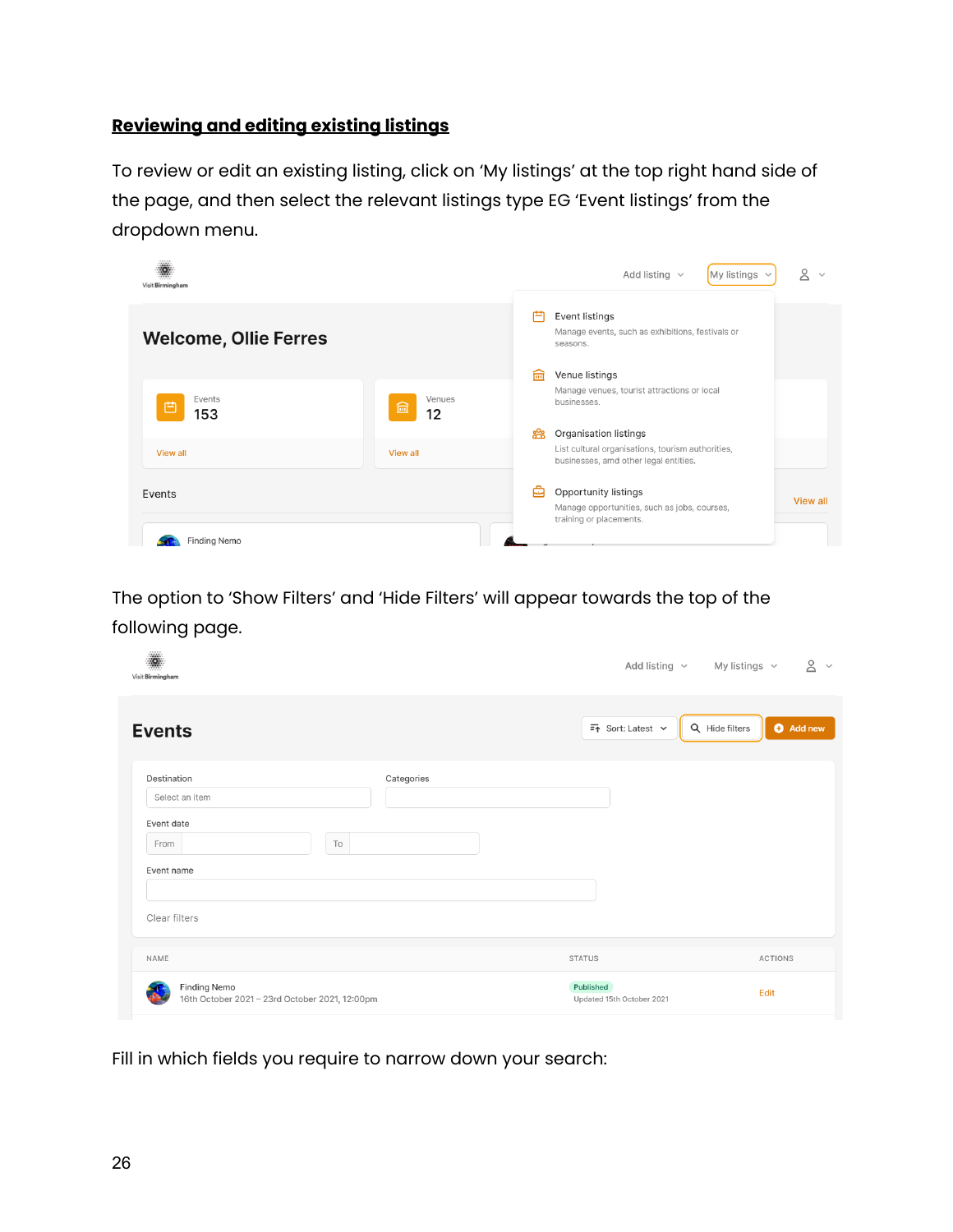## Reviewing and editing existing listings

To review or edit an existing listing, click on 'My listings' at the top right hand side of the page, and then select the relevant listings type EG 'Event listings' from the dropdown menu.

The option to 'Show Filters' and 'Hide Filters' will appear towards the top of the following page.

Fill in which fields you require to narrow down your search: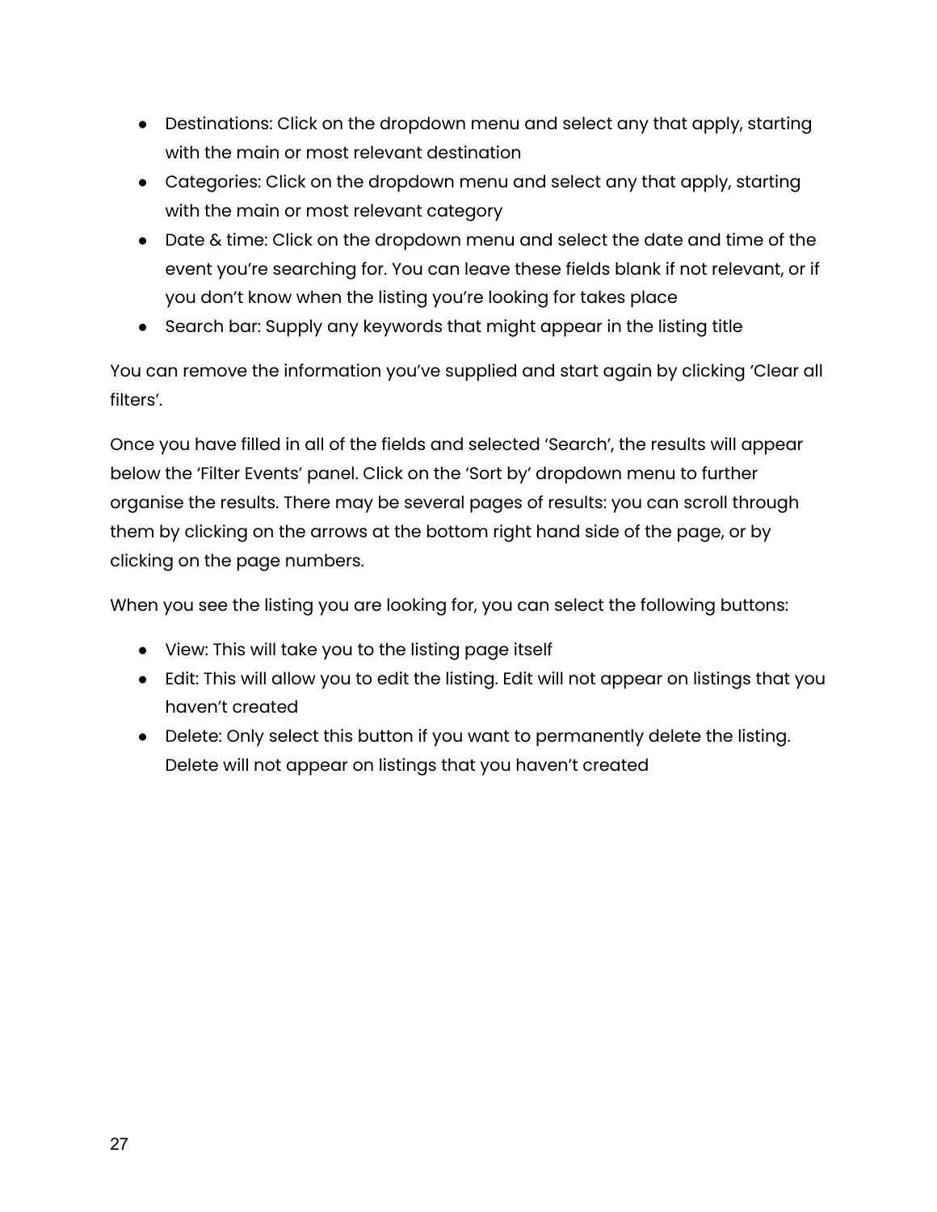- Destinations: Click on the dropdown menu and select any that apply, starting with the main or most relevant destination
- Categories: Click on the dropdown menu and select any that apply, starting with the main or most relevant category
- Date & time: Click on the dropdown menu and select the date and time of the event you're searching for. You can leave these fields blank if not relevant, or if you don't know when the listing you're looking for takes place
- Search bar: Supply any keywords that might appear in the listing title

You can remove the information you've supplied and start again by clicking 'Clear all filters'.

Once you have filled in all of the fields and selected 'Search', the results will appear below the 'Filter Events' panel. Click on the 'Sort by' dropdown menu to further organise the results. There may be several pages of results: you can scroll through them by clicking on the arrows at the bottom right hand side of the page, or by clicking on the page numbers.

When you see the listing you are looking for, you can select the following buttons:

- View: This will take you to the listing page itself
- Edit: This will allow you to edit the listing. Edit will not appear on listings that you haven't created
- Delete: Only select this button if you want to permanently delete the listing. Delete will not appear on listings that you haven't created